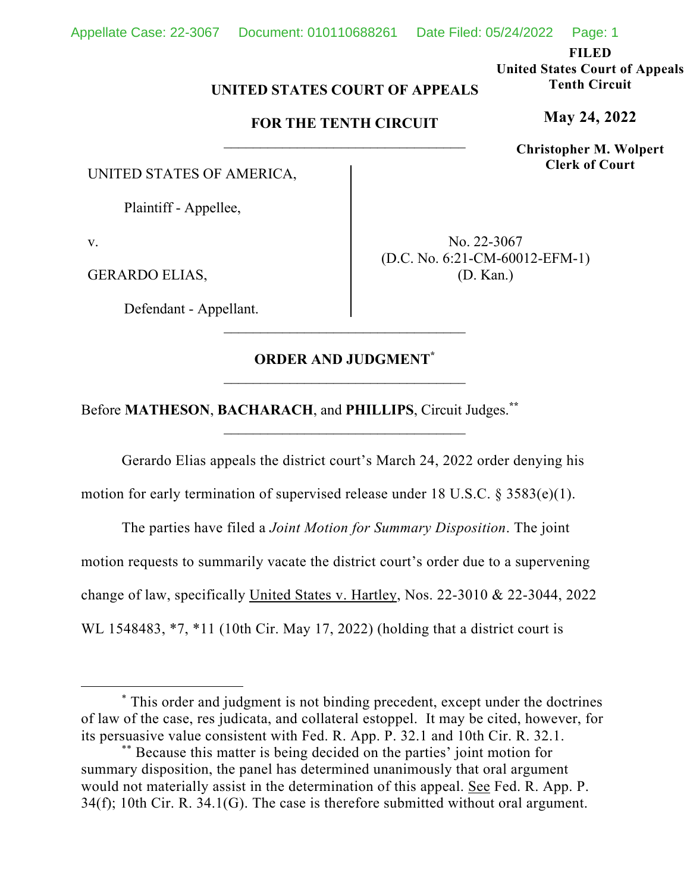**FILED**
**United States Court of Appeals**
**Tenth Circuit**

**May 24, 2022**

**Christopher M. Wolpert**
**Clerk of Court**

**UNITED STATES COURT OF APPEALS**

**FOR THE TENTH CIRCUIT**

---

UNITED STATES OF AMERICA,

Plaintiff - Appellee,

v.

GERARDO ELIAS,

Defendant - Appellant.

No. 22-3067
(D.C. No. 6:21-CM-60012-EFM-1)
(D. Kan.)

---

**ORDER AND JUDGMENT***

---

Before **MATHESON**, **BACHARACH**, and **PHILLIPS**, Circuit Judges.**

---

Gerardo Elias appeals the district court's March 24, 2022 order denying his motion for early termination of supervised release under 18 U.S.C. § 3583(e)(1).

The parties have filed a *Joint Motion for Summary Disposition*. The joint motion requests to summarily vacate the district court's order due to a supervening change of law, specifically United States v. Hartley, Nos. 22-3010 & 22-3044, 2022 WL 1548483, *7, *11 (10th Cir. May 17, 2022) (holding that a district court is

---

\* This order and judgment is not binding precedent, except under the doctrines of law of the case, res judicata, and collateral estoppel. It may be cited, however, for its persuasive value consistent with Fed. R. App. P. 32.1 and 10th Cir. R. 32.1.

\*\* Because this matter is being decided on the parties' joint motion for summary disposition, the panel has determined unanimously that oral argument would not materially assist in the determination of this appeal. See Fed. R. App. P. 34(f); 10th Cir. R. 34.1(G). The case is therefore submitted without oral argument.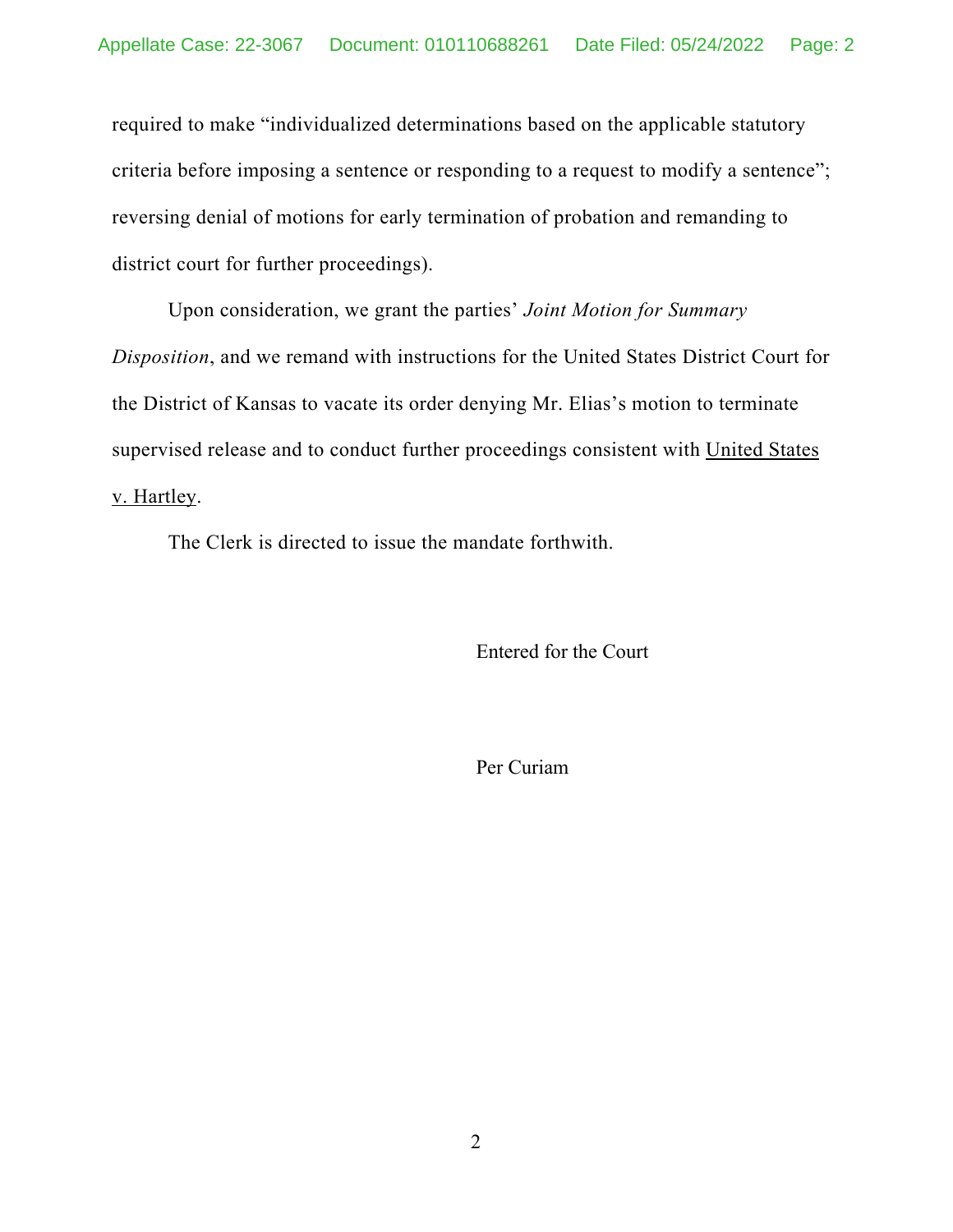required to make "individualized determinations based on the applicable statutory criteria before imposing a sentence or responding to a request to modify a sentence"; reversing denial of motions for early termination of probation and remanding to district court for further proceedings).

Upon consideration, we grant the parties' *Joint Motion for Summary Disposition*, and we remand with instructions for the United States District Court for the District of Kansas to vacate its order denying Mr. Elias's motion to terminate supervised release and to conduct further proceedings consistent with United States v. Hartley.

The Clerk is directed to issue the mandate forthwith.

Entered for the Court

Per Curiam